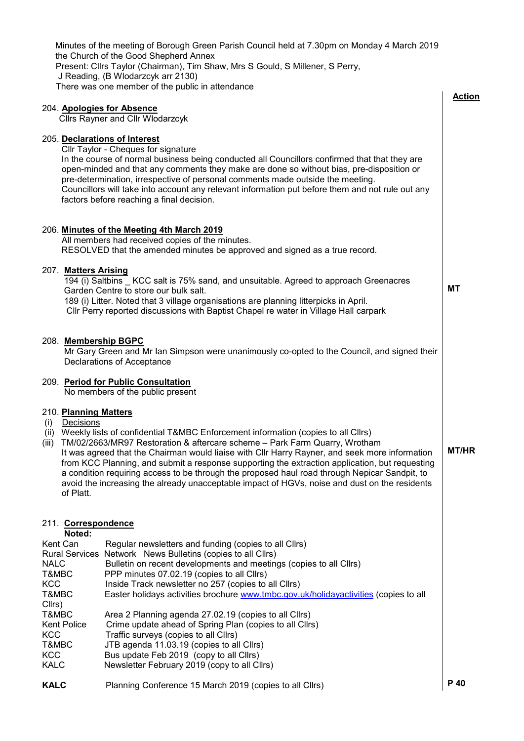Minutes of the meeting of Borough Green Parish Council held at 7.30pm on Monday 4 March 2019 the Church of the Good Shepherd Annex
Present: Cllrs Taylor (Chairman), Tim Shaw, Mrs S Gould, S Millener, S Perry, J Reading, (B Wlodarczyk arr 2130)
There was one member of the public in attendance

**Action**

204. **Apologies for Absence**
Cllrs Rayner and Cllr Wlodarczyk

205. **Declarations of Interest**
Cllr Taylor - Cheques for signature
In the course of normal business being conducted all Councillors confirmed that that they are open-minded and that any comments they make are done so without bias, pre-disposition or pre-determination, irrespective of personal comments made outside the meeting.
Councillors will take into account any relevant information put before them and not rule out any factors before reaching a final decision.

206. **Minutes of the Meeting 4th March 2019**
All members had received copies of the minutes.
RESOLVED that the amended minutes be approved and signed as a true record.

207. **Matters Arising**
194 (i) Saltbins _ KCC salt is 75% sand, and unsuitable. Agreed to approach Greenacres Garden Centre to store our bulk salt. — **MT**
189 (i) Litter. Noted that 3 village organisations are planning litterpicks in April.
Cllr Perry reported discussions with Baptist Chapel re water in Village Hall carpark

208. **Membership BGPC**
Mr Gary Green and Mr Ian Simpson were unanimously co-opted to the Council, and signed their Declarations of Acceptance

209. **Period for Public Consultation**
No members of the public present

210. **Planning Matters**
(i) Decisions
(ii) Weekly lists of confidential T&MBC Enforcement information (copies to all Cllrs)
(iii) TM/02/2663/MR97 Restoration & aftercare scheme – Park Farm Quarry, Wrotham
It was agreed that the Chairman would liaise with Cllr Harry Rayner, and seek more information from KCC Planning, and submit a response supporting the extraction application, but requesting a condition requiring access to be through the proposed haul road through Nepicar Sandpit, to avoid the increasing the already unacceptable impact of HGVs, noise and dust on the residents of Platt. — **MT/HR**

211. **Correspondence**
**Noted:**

| | |
|---|---|
| Kent Can | Regular newsletters and funding (copies to all Cllrs) |
| Rural Services | Network News Bulletins (copies to all Cllrs) |
| NALC | Bulletin on recent developments and meetings (copies to all Cllrs) |
| T&MBC | PPP minutes 07.02.19 (copies to all Cllrs) |
| KCC | Inside Track newsletter no 257 (copies to all Cllrs) |
| T&MBC | Easter holidays activities brochure www.tmbc.gov.uk/holidayactivities (copies to all Cllrs) |
| T&MBC | Area 2 Planning agenda 27.02.19 (copies to all Cllrs) |
| Kent Police | Crime update ahead of Spring Plan (copies to all Cllrs) |
| KCC | Traffic surveys (copies to all Cllrs) |
| T&MBC | JTB agenda 11.03.19 (copies to all Cllrs) |
| KCC | Bus update Feb 2019 (copy to all Cllrs) |
| KALC | Newsletter February 2019 (copy to all Cllrs) |
| **KALC** | Planning Conference 15 March 2019 (copies to all Cllrs) |

P 40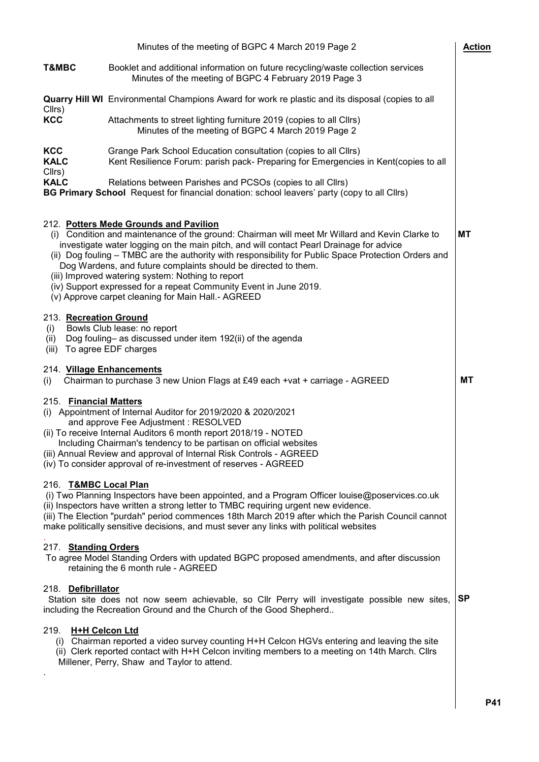**T&MBC** Booklet and additional information on future recycling/waste collection services

Minutes of the meeting of BGPC 4 February 2019 Page 3

**Quarry Hill WI** Environmental Champions Award for work re plastic and its disposal (copies to all Cllrs)

**KCC** Attachments to street lighting furniture 2019 (copies to all Cllrs)

Minutes of the meeting of BGPC 4 March 2019 Page 2

**KCC** Grange Park School Education consultation (copies to all Cllrs)

**KALC** Kent Resilience Forum: parish pack- Preparing for Emergencies in Kent(copies to all Cllrs)

**KALC** Relations between Parishes and PCSOs (copies to all Cllrs)

**BG Primary School** Request for financial donation: school leavers' party (copy to all Cllrs)

212. **Potters Mede Grounds and Pavilion**

(i) Condition and maintenance of the ground: Chairman will meet Mr Willard and Kevin Clarke to investigate water logging on the main pitch, and will contact Pearl Drainage for advice — **Action: MT**

(ii) Dog fouling – TMBC are the authority with responsibility for Public Space Protection Orders and Dog Wardens, and future complaints should be directed to them.

(iii) Improved watering system: Nothing to report

(iv) Support expressed for a repeat Community Event in June 2019.

(v) Approve carpet cleaning for Main Hall.- AGREED

213. **Recreation Ground**

(i) Bowls Club lease: no report

(ii) Dog fouling– as discussed under item 192(ii) of the agenda

(iii) To agree EDF charges

214. **Village Enhancements**

(i) Chairman to purchase 3 new Union Flags at £49 each +vat + carriage - AGREED — **Action: MT**

215. **Financial Matters**

(i) Appointment of Internal Auditor for 2019/2020 & 2020/2021 and approve Fee Adjustment : RESOLVED

(ii) To receive Internal Auditors 6 month report 2018/19 - NOTED Including Chairman's tendency to be partisan on official websites

(iii) Annual Review and approval of Internal Risk Controls - AGREED

(iv) To consider approval of re-investment of reserves - AGREED

216. **T&MBC Local Plan**

(i) Two Planning Inspectors have been appointed, and a Program Officer louise@poservices.co.uk

(ii) Inspectors have written a strong letter to TMBC requiring urgent new evidence.

(iii) The Election "purdah" period commences 18th March 2019 after which the Parish Council cannot make politically sensitive decisions, and must sever any links with political websites

217. **Standing Orders**

To agree Model Standing Orders with updated BGPC proposed amendments, and after discussion retaining the 6 month rule - AGREED

218. **Defibrillator**

Station site does not now seem achievable, so Cllr Perry will investigate possible new sites, including the Recreation Ground and the Church of the Good Shepherd.. — **Action: SP**

219. **H+H Celcon Ltd**

(i) Chairman reported a video survey counting H+H Celcon HGVs entering and leaving the site

(ii) Clerk reported contact with H+H Celcon inviting members to a meeting on 14th March. Cllrs Millener, Perry, Shaw and Taylor to attend.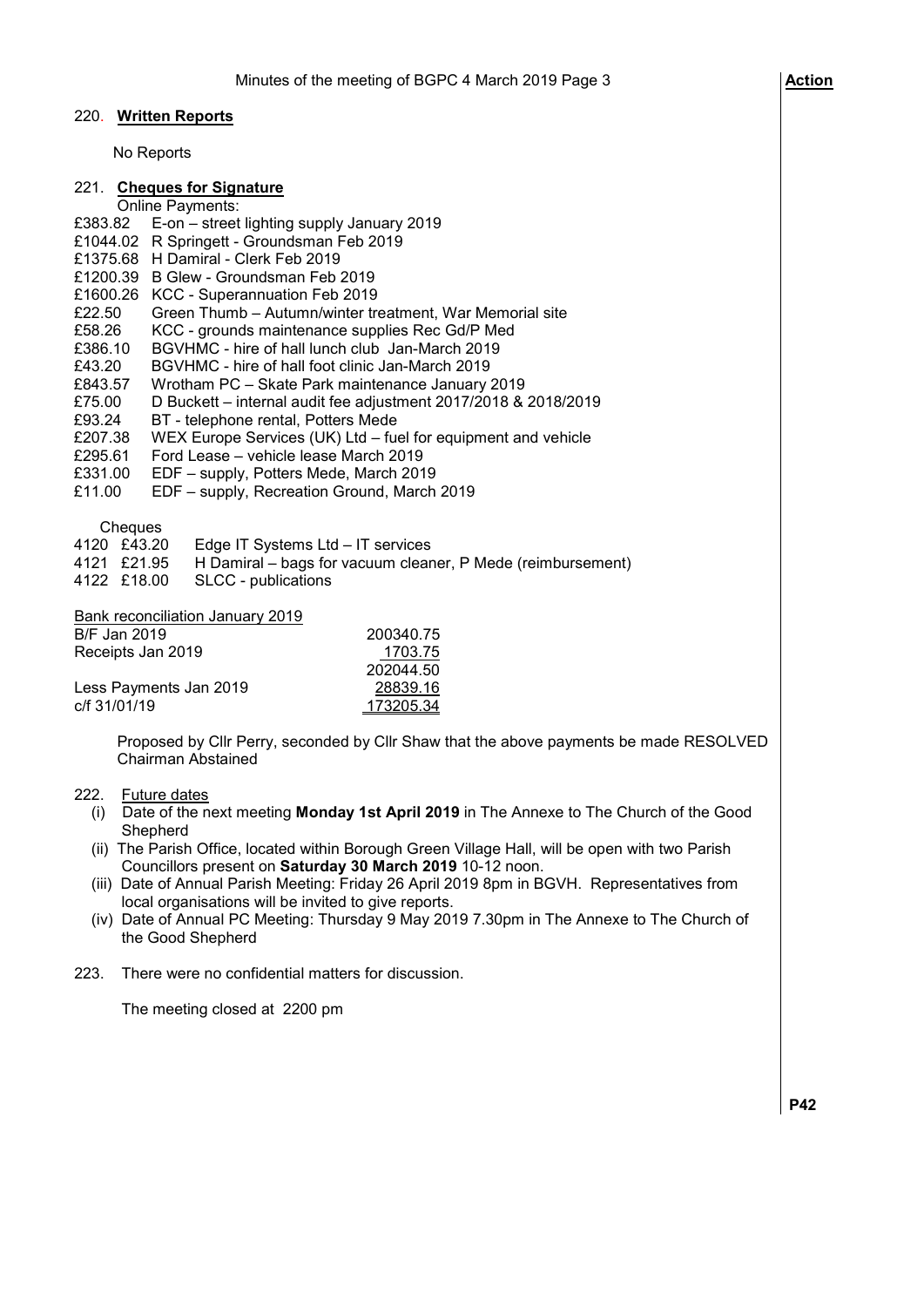**Action**

## 220. **Written Reports**

No Reports

## 221. **Cheques for Signature**

Online Payments:

| | |
|---|---|
| £383.82 | E-on – street lighting supply January 2019 |
| £1044.02 | R Springett - Groundsman Feb 2019 |
| £1375.68 | H Damiral - Clerk Feb 2019 |
| £1200.39 | B Glew - Groundsman Feb 2019 |
| £1600.26 | KCC - Superannuation Feb 2019 |
| £22.50 | Green Thumb – Autumn/winter treatment, War Memorial site |
| £58.26 | KCC - grounds maintenance supplies Rec Gd/P Med |
| £386.10 | BGVHMC - hire of hall lunch club Jan-March 2019 |
| £43.20 | BGVHMC - hire of hall foot clinic Jan-March 2019 |
| £843.57 | Wrotham PC – Skate Park maintenance January 2019 |
| £75.00 | D Buckett – internal audit fee adjustment 2017/2018 & 2018/2019 |
| £93.24 | BT - telephone rental, Potters Mede |
| £207.38 | WEX Europe Services (UK) Ltd – fuel for equipment and vehicle |
| £295.61 | Ford Lease – vehicle lease March 2019 |
| £331.00 | EDF – supply, Potters Mede, March 2019 |
| £11.00 | EDF – supply, Recreation Ground, March 2019 |

Cheques

| | | |
|---|---|---|
| 4120 | £43.20 | Edge IT Systems Ltd – IT services |
| 4121 | £21.95 | H Damiral – bags for vacuum cleaner, P Mede (reimbursement) |
| 4122 | £18.00 | SLCC - publications |

Bank reconciliation January 2019

| | |
|---|---|
| B/F Jan 2019 | 200340.75 |
| Receipts Jan 2019 | 1703.75 |
| | 202044.50 |
| Less Payments Jan 2019 | 28839.16 |
| c/f 31/01/19 | 173205.34 |

Proposed by Cllr Perry, seconded by Cllr Shaw that the above payments be made RESOLVED
Chairman Abstained

## 222. Future dates

(i) Date of the next meeting **Monday 1st April 2019** in The Annexe to The Church of the Good Shepherd

(ii) The Parish Office, located within Borough Green Village Hall, will be open with two Parish Councillors present on **Saturday 30 March 2019** 10-12 noon.

(iii) Date of Annual Parish Meeting: Friday 26 April 2019 8pm in BGVH. Representatives from local organisations will be invited to give reports.

(iv) Date of Annual PC Meeting: Thursday 9 May 2019 7.30pm in The Annexe to The Church of the Good Shepherd

223. There were no confidential matters for discussion.

The meeting closed at 2200 pm

P42